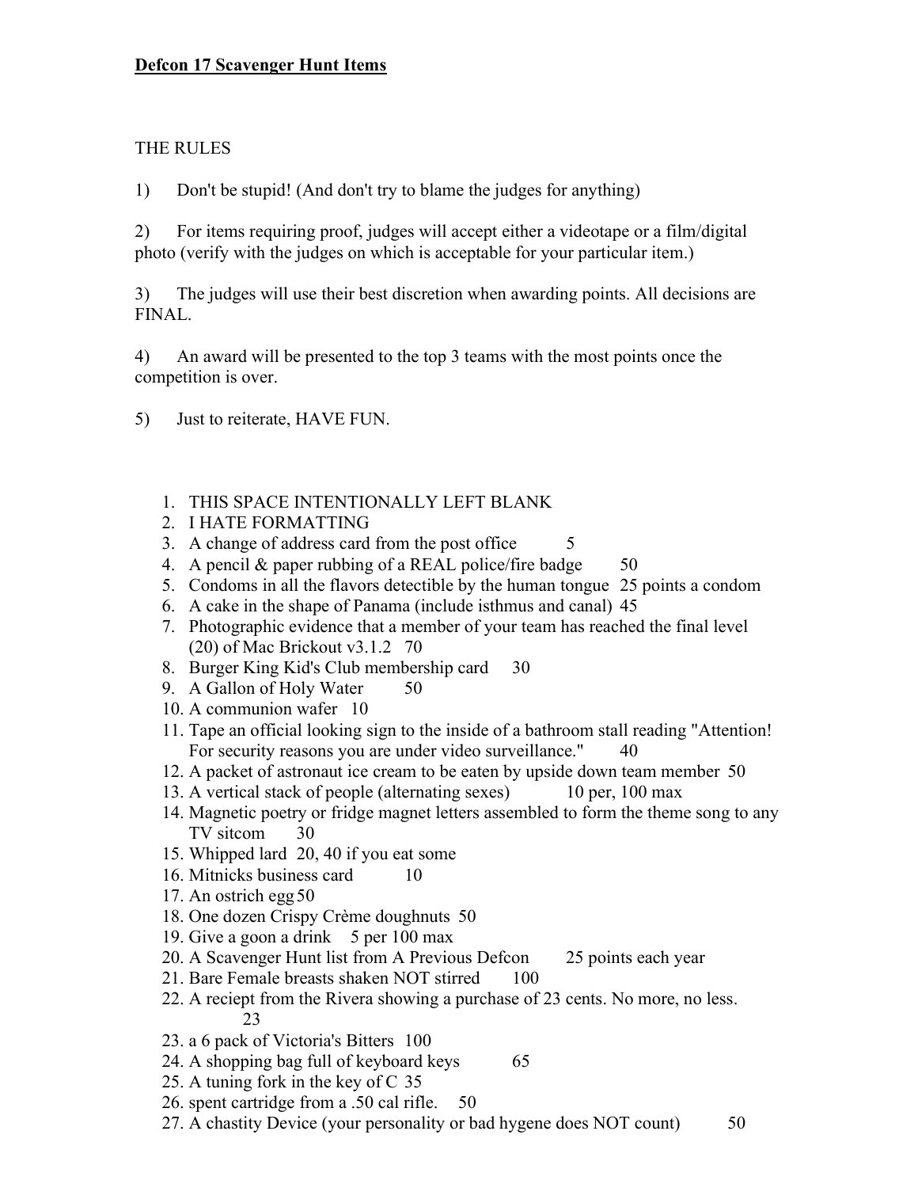**Defcon 17 Scavenger Hunt Items**

THE RULES

1) Don't be stupid! (And don't try to blame the judges for anything)

2) For items requiring proof, judges will accept either a videotape or a film/digital photo (verify with the judges on which is acceptable for your particular item.)

3) The judges will use their best discretion when awarding points. All decisions are FINAL.

4) An award will be presented to the top 3 teams with the most points once the competition is over.

5) Just to reiterate, HAVE FUN.

1. THIS SPACE INTENTIONALLY LEFT BLANK
2. I HATE FORMATTING
3. A change of address card from the post office 5
4. A pencil & paper rubbing of a REAL police/fire badge 50
5. Condoms in all the flavors detectible by the human tongue 25 points a condom
6. A cake in the shape of Panama (include isthmus and canal) 45
7. Photographic evidence that a member of your team has reached the final level (20) of Mac Brickout v3.1.2 70
8. Burger King Kid's Club membership card 30
9. A Gallon of Holy Water 50
10. A communion wafer 10
11. Tape an official looking sign to the inside of a bathroom stall reading "Attention! For security reasons you are under video surveillance." 40
12. A packet of astronaut ice cream to be eaten by upside down team member 50
13. A vertical stack of people (alternating sexes) 10 per, 100 max
14. Magnetic poetry or fridge magnet letters assembled to form the theme song to any TV sitcom 30
15. Whipped lard 20, 40 if you eat some
16. Mitnicks business card 10
17. An ostrich egg 50
18. One dozen Crispy Crème doughnuts 50
19. Give a goon a drink 5 per 100 max
20. A Scavenger Hunt list from A Previous Defcon 25 points each year
21. Bare Female breasts shaken NOT stirred 100
22. A reciept from the Rivera showing a purchase of 23 cents. No more, no less. 23
23. a 6 pack of Victoria's Bitters 100
24. A shopping bag full of keyboard keys 65
25. A tuning fork in the key of C 35
26. spent cartridge from a .50 cal rifle. 50
27. A chastity Device (your personality or bad hygene does NOT count) 50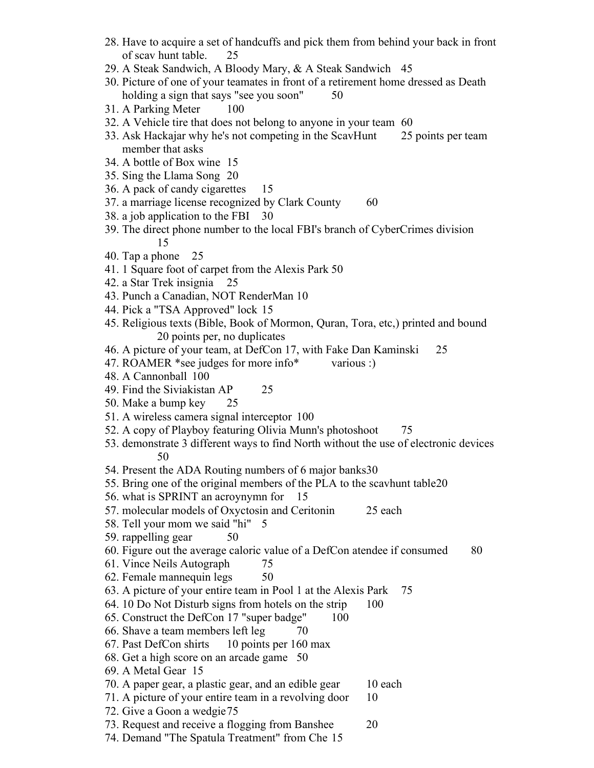28. Have to acquire a set of handcuffs and pick them from behind your back in front of scav hunt table. 25
29. A Steak Sandwich, A Bloody Mary, & A Steak Sandwich 45
30. Picture of one of your teamates in front of a retirement home dressed as Death holding a sign that says "see you soon" 50
31. A Parking Meter 100
32. A Vehicle tire that does not belong to anyone in your team 60
33. Ask Hackajar why he's not competing in the ScavHunt 25 points per team member that asks
34. A bottle of Box wine 15
35. Sing the Llama Song 20
36. A pack of candy cigarettes 15
37. a marriage license recognized by Clark County 60
38. a job application to the FBI 30
39. The direct phone number to the local FBI's branch of CyberCrimes division 15
40. Tap a phone 25
41. 1 Square foot of carpet from the Alexis Park 50
42. a Star Trek insignia 25
43. Punch a Canadian, NOT RenderMan 10
44. Pick a "TSA Approved" lock 15
45. Religious texts (Bible, Book of Mormon, Quran, Tora, etc,) printed and bound 20 points per, no duplicates
46. A picture of your team, at DefCon 17, with Fake Dan Kaminski 25
47. ROAMER *see judges for more info* various :)
48. A Cannonball 100
49. Find the Siviakistan AP 25
50. Make a bump key 25
51. A wireless camera signal interceptor 100
52. A copy of Playboy featuring Olivia Munn's photoshoot 75
53. demonstrate 3 different ways to find North without the use of electronic devices 50
54. Present the ADA Routing numbers of 6 major banks30
55. Bring one of the original members of the PLA to the scavhunt table20
56. what is SPRINT an acroynymn for 15
57. molecular models of Oxyctosin and Ceritonin 25 each
58. Tell your mom we said "hi" 5
59. rappelling gear 50
60. Figure out the average caloric value of a DefCon atendee if consumed 80
61. Vince Neils Autograph 75
62. Female mannequin legs 50
63. A picture of your entire team in Pool 1 at the Alexis Park 75
64. 10 Do Not Disturb signs from hotels on the strip 100
65. Construct the DefCon 17 "super badge" 100
66. Shave a team members left leg 70
67. Past DefCon shirts 10 points per 160 max
68. Get a high score on an arcade game 50
69. A Metal Gear 15
70. A paper gear, a plastic gear, and an edible gear 10 each
71. A picture of your entire team in a revolving door 10
72. Give a Goon a wedgie75
73. Request and receive a flogging from Banshee 20
74. Demand "The Spatula Treatment" from Che 15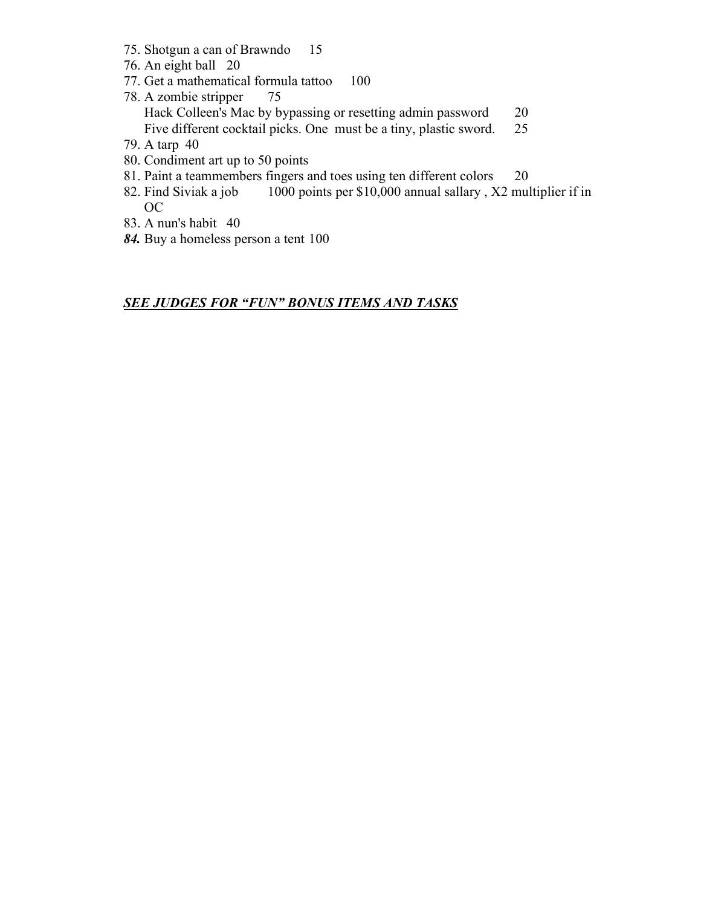75. Shotgun a can of Brawndo 15
76. An eight ball 20
77. Get a mathematical formula tattoo 100
78. A zombie stripper 75
    Hack Colleen's Mac by bypassing or resetting admin password 20
    Five different cocktail picks. One must be a tiny, plastic sword. 25
79. A tarp 40
80. Condiment art up to 50 points
81. Paint a teammembers fingers and toes using ten different colors 20
82. Find Siviak a job 1000 points per $10,000 annual sallary , X2 multiplier if in OC
83. A nun's habit 40
84. Buy a homeless person a tent 100

***SEE JUDGES FOR "FUN" BONUS ITEMS AND TASKS***